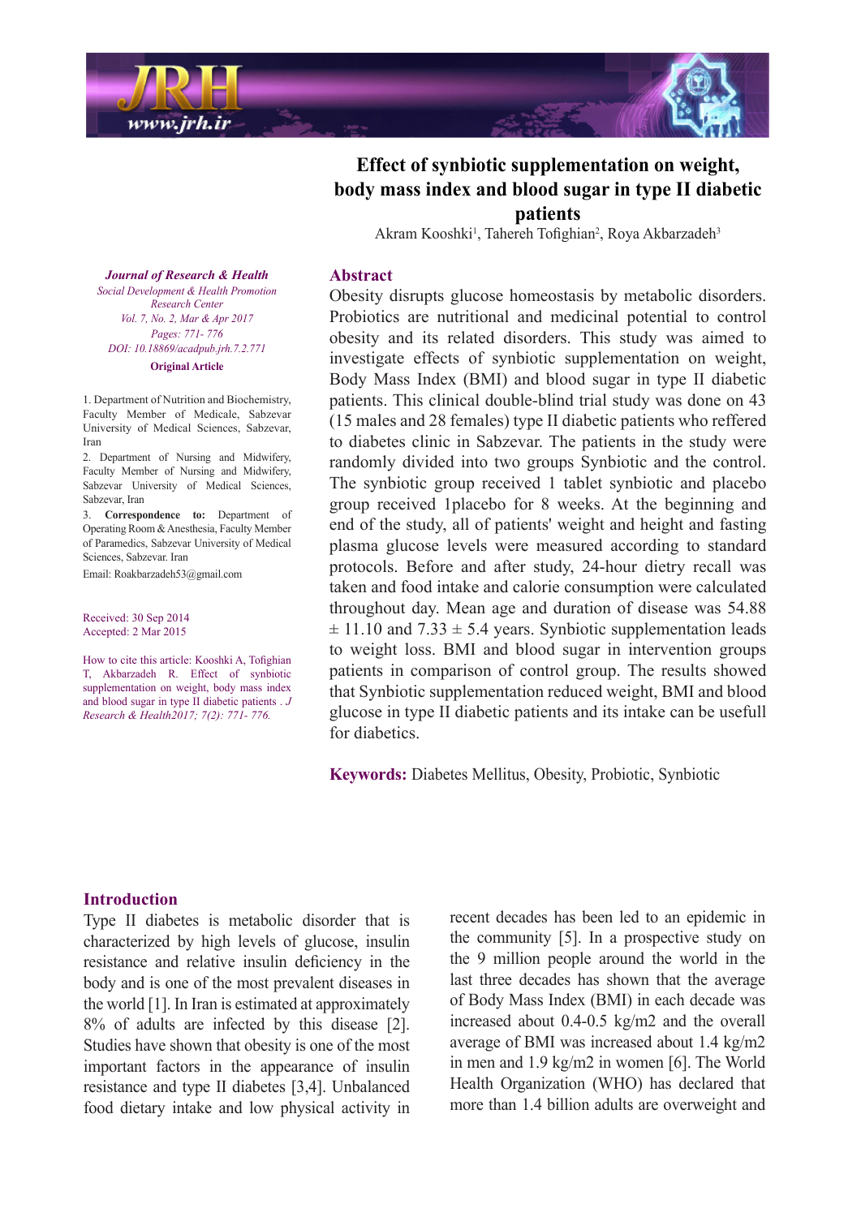# Effect of synbiotic supplementation on weight, body mass index and blood sugar in type II diabetic patients

Akram Kooshki[1], Tahereh Tofighian[2], Roya Akbarzadeh[3]

*Journal of Research & Health*
*Social Development & Health Promotion Research Center*
*Vol. 7, No. 2, Mar & Apr 2017*
*Pages: 771- 776*
*DOI: 10.18869/acadpub.jrh.7.2.771*
**Original Article**

1. Department of Nutrition and Biochemistry, Faculty Member of Medicale, Sabzevar University of Medical Sciences, Sabzevar, Iran
2. Department of Nursing and Midwifery, Faculty Member of Nursing and Midwifery, Sabzevar University of Medical Sciences, Sabzevar, Iran
3. **Correspondence to:** Department of Operating Room & Anesthesia, Faculty Member of Paramedics, Sabzevar University of Medical Sciences, Sabzevar. Iran

Email: Roakbarzadeh53@gmail.com

Received: 30 Sep 2014
Accepted: 2 Mar 2015

How to cite this article: Kooshki A, Tofighian T, Akbarzadeh R. Effect of synbiotic supplementation on weight, body mass index and blood sugar in type II diabetic patients . *J Research & Health2017; 7(2): 771- 776.*

## Abstract

Obesity disrupts glucose homeostasis by metabolic disorders. Probiotics are nutritional and medicinal potential to control obesity and its related disorders. This study was aimed to investigate effects of synbiotic supplementation on weight, Body Mass Index (BMI) and blood sugar in type II diabetic patients. This clinical double-blind trial study was done on 43 (15 males and 28 females) type II diabetic patients who reffered to diabetes clinic in Sabzevar. The patients in the study were randomly divided into two groups Synbiotic and the control. The synbiotic group received 1 tablet synbiotic and placebo group received 1placebo for 8 weeks. At the beginning and end of the study, all of patients' weight and height and fasting plasma glucose levels were measured according to standard protocols. Before and after study, 24-hour dietry recall was taken and food intake and calorie consumption were calculated throughout day. Mean age and duration of disease was 54.88 ± 11.10 and 7.33 ± 5.4 years. Synbiotic supplementation leads to weight loss. BMI and blood sugar in intervention groups patients in comparison of control group. The results showed that Synbiotic supplementation reduced weight, BMI and blood glucose in type II diabetic patients and its intake can be usefull for diabetics.

**Keywords:** Diabetes Mellitus, Obesity, Probiotic, Synbiotic

## Introduction

Type II diabetes is metabolic disorder that is characterized by high levels of glucose, insulin resistance and relative insulin deficiency in the body and is one of the most prevalent diseases in the world [1]. In Iran is estimated at approximately 8% of adults are infected by this disease [2]. Studies have shown that obesity is one of the most important factors in the appearance of insulin resistance and type II diabetes [3,4]. Unbalanced food dietary intake and low physical activity in recent decades has been led to an epidemic in the community [5]. In a prospective study on the 9 million people around the world in the last three decades has shown that the average of Body Mass Index (BMI) in each decade was increased about 0.4-0.5 kg/m2 and the overall average of BMI was increased about 1.4 kg/m2 in men and 1.9 kg/m2 in women [6]. The World Health Organization (WHO) has declared that more than 1.4 billion adults are overweight and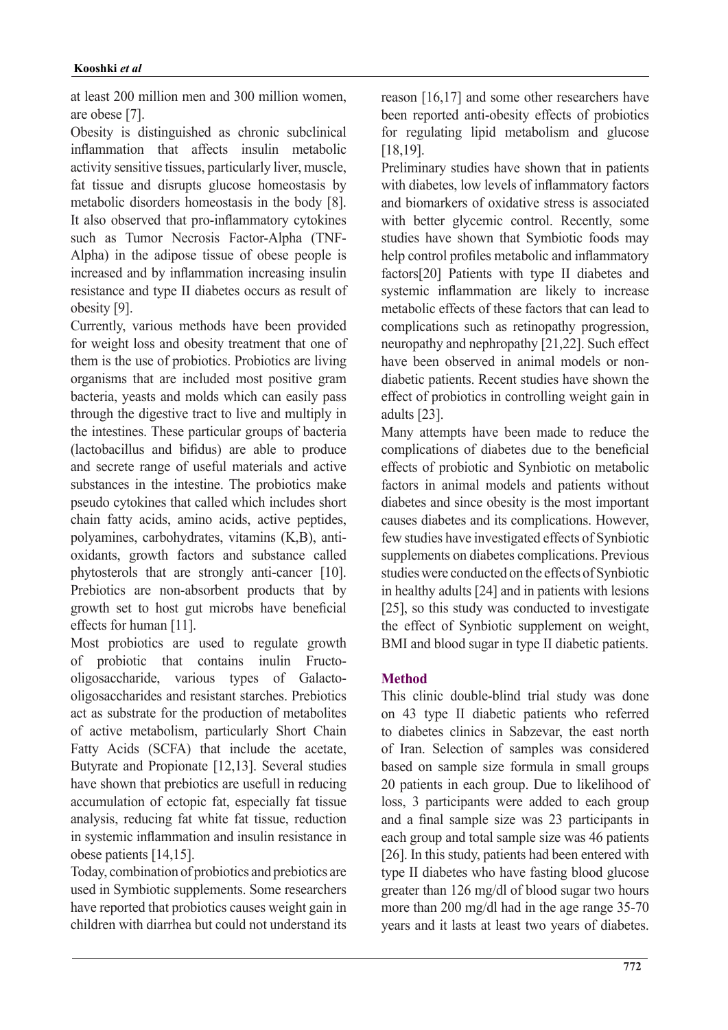at least 200 million men and 300 million women, are obese [7].

Obesity is distinguished as chronic subclinical inflammation that affects insulin metabolic activity sensitive tissues, particularly liver, muscle, fat tissue and disrupts glucose homeostasis by metabolic disorders homeostasis in the body [8]. It also observed that pro-inflammatory cytokines such as Tumor Necrosis Factor-Alpha (TNF-Alpha) in the adipose tissue of obese people is increased and by inflammation increasing insulin resistance and type II diabetes occurs as result of obesity [9].

Currently, various methods have been provided for weight loss and obesity treatment that one of them is the use of probiotics. Probiotics are living organisms that are included most positive gram bacteria, yeasts and molds which can easily pass through the digestive tract to live and multiply in the intestines. These particular groups of bacteria (lactobacillus and bifidus) are able to produce and secrete range of useful materials and active substances in the intestine. The probiotics make pseudo cytokines that called which includes short chain fatty acids, amino acids, active peptides, polyamines, carbohydrates, vitamins (K,B), anti-oxidants, growth factors and substance called phytosterols that are strongly anti-cancer [10]. Prebiotics are non-absorbent products that by growth set to host gut microbs have beneficial effects for human [11].

Most probiotics are used to regulate growth of probiotic that contains inulin Fructo-oligosaccharide, various types of Galacto-oligosaccharides and resistant starches. Prebiotics act as substrate for the production of metabolites of active metabolism, particularly Short Chain Fatty Acids (SCFA) that include the acetate, Butyrate and Propionate [12,13]. Several studies have shown that prebiotics are usefull in reducing accumulation of ectopic fat, especially fat tissue analysis, reducing fat white fat tissue, reduction in systemic inflammation and insulin resistance in obese patients [14,15].

Today, combination of probiotics and prebiotics are used in Symbiotic supplements. Some researchers have reported that probiotics causes weight gain in children with diarrhea but could not understand its reason [16,17] and some other researchers have been reported anti-obesity effects of probiotics for regulating lipid metabolism and glucose [18,19].

Preliminary studies have shown that in patients with diabetes, low levels of inflammatory factors and biomarkers of oxidative stress is associated with better glycemic control. Recently, some studies have shown that Symbiotic foods may help control profiles metabolic and inflammatory factors[20] Patients with type II diabetes and systemic inflammation are likely to increase metabolic effects of these factors that can lead to complications such as retinopathy progression, neuropathy and nephropathy [21,22]. Such effect have been observed in animal models or non-diabetic patients. Recent studies have shown the effect of probiotics in controlling weight gain in adults [23].

Many attempts have been made to reduce the complications of diabetes due to the beneficial effects of probiotic and Synbiotic on metabolic factors in animal models and patients without diabetes and since obesity is the most important causes diabetes and its complications. However, few studies have investigated effects of Synbiotic supplements on diabetes complications. Previous studies were conducted on the effects of Synbiotic in healthy adults [24] and in patients with lesions [25], so this study was conducted to investigate the effect of Synbiotic supplement on weight, BMI and blood sugar in type II diabetic patients.

## Method

This clinic double-blind trial study was done on 43 type II diabetic patients who referred to diabetes clinics in Sabzevar, the east north of Iran. Selection of samples was considered based on sample size formula in small groups 20 patients in each group. Due to likelihood of loss, 3 participants were added to each group and a final sample size was 23 participants in each group and total sample size was 46 patients [26]. In this study, patients had been entered with type II diabetes who have fasting blood glucose greater than 126 mg/dl of blood sugar two hours more than 200 mg/dl had in the age range 35-70 years and it lasts at least two years of diabetes.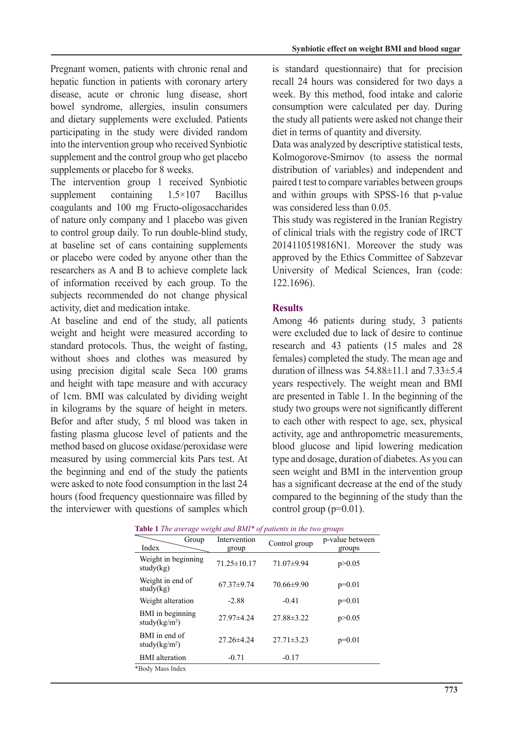Pregnant women, patients with chronic renal and hepatic function in patients with coronary artery disease, acute or chronic lung disease, short bowel syndrome, allergies, insulin consumers and dietary supplements were excluded. Patients participating in the study were divided random into the intervention group who received Synbiotic supplement and the control group who get placebo supplements or placebo for 8 weeks.

The intervention group 1 received Synbiotic supplement containing 1.5×107 Bacillus coagulants and 100 mg Fructo-oligosaccharides of nature only company and 1 placebo was given to control group daily. To run double-blind study, at baseline set of cans containing supplements or placebo were coded by anyone other than the researchers as A and B to achieve complete lack of information received by each group. To the subjects recommended do not change physical activity, diet and medication intake.

At baseline and end of the study, all patients weight and height were measured according to standard protocols. Thus, the weight of fasting, without shoes and clothes was measured by using precision digital scale Seca 100 grams and height with tape measure and with accuracy of 1cm. BMI was calculated by dividing weight in kilograms by the square of height in meters. Befor and after study, 5 ml blood was taken in fasting plasma glucose level of patients and the method based on glucose oxidase/peroxidase were measured by using commercial kits Pars test. At the beginning and end of the study the patients were asked to note food consumption in the last 24 hours (food frequency questionnaire was filled by the interviewer with questions of samples which is standard questionnaire) that for precision recall 24 hours was considered for two days a week. By this method, food intake and calorie consumption were calculated per day. During the study all patients were asked not change their diet in terms of quantity and diversity.

Data was analyzed by descriptive statistical tests, Kolmogorove-Smirnov (to assess the normal distribution of variables) and independent and paired t test to compare variables between groups and within groups with SPSS-16 that p-value was considered less than 0.05.

This study was registered in the Iranian Registry of clinical trials with the registry code of IRCT 2014110519816N1. Moreover the study was approved by the Ethics Committee of Sabzevar University of Medical Sciences, Iran (code: 122.1696).

## Results

Among 46 patients during study, 3 patients were excluded due to lack of desire to continue research and 43 patients (15 males and 28 females) completed the study. The mean age and duration of illness was 54.88±11.1 and 7.33±5.4 years respectively. The weight mean and BMI are presented in Table 1. In the beginning of the study two groups were not significantly different to each other with respect to age, sex, physical activity, age and anthropometric measurements, blood glucose and lipid lowering medication type and dosage, duration of diabetes. As you can seen weight and BMI in the intervention group has a significant decrease at the end of the study compared to the beginning of the study than the control group (p=0.01).

**Table 1** *The average weight and BMI* of patients in the two groups*

| Index \ Group | Intervention group | Control group | p-value between groups |
|---|---|---|---|
| Weight in beginning study(kg) | 71.25±10.17 | 71.07±9.94 | p>0.05 |
| Weight in end of study(kg) | 67.37±9.74 | 70.66±9.90 | p=0.01 |
| Weight alteration | -2.88 | -0.41 | p=0.01 |
| BMI in beginning study(kg/m$^2$) | 27.97±4.24 | 27.88±3.22 | p>0.05 |
| BMI in end of study(kg/m$^2$) | 27.26±4.24 | 27.71±3.23 | p=0.01 |
| BMI alteration | -0.71 | -0.17 | |

*Body Mass Index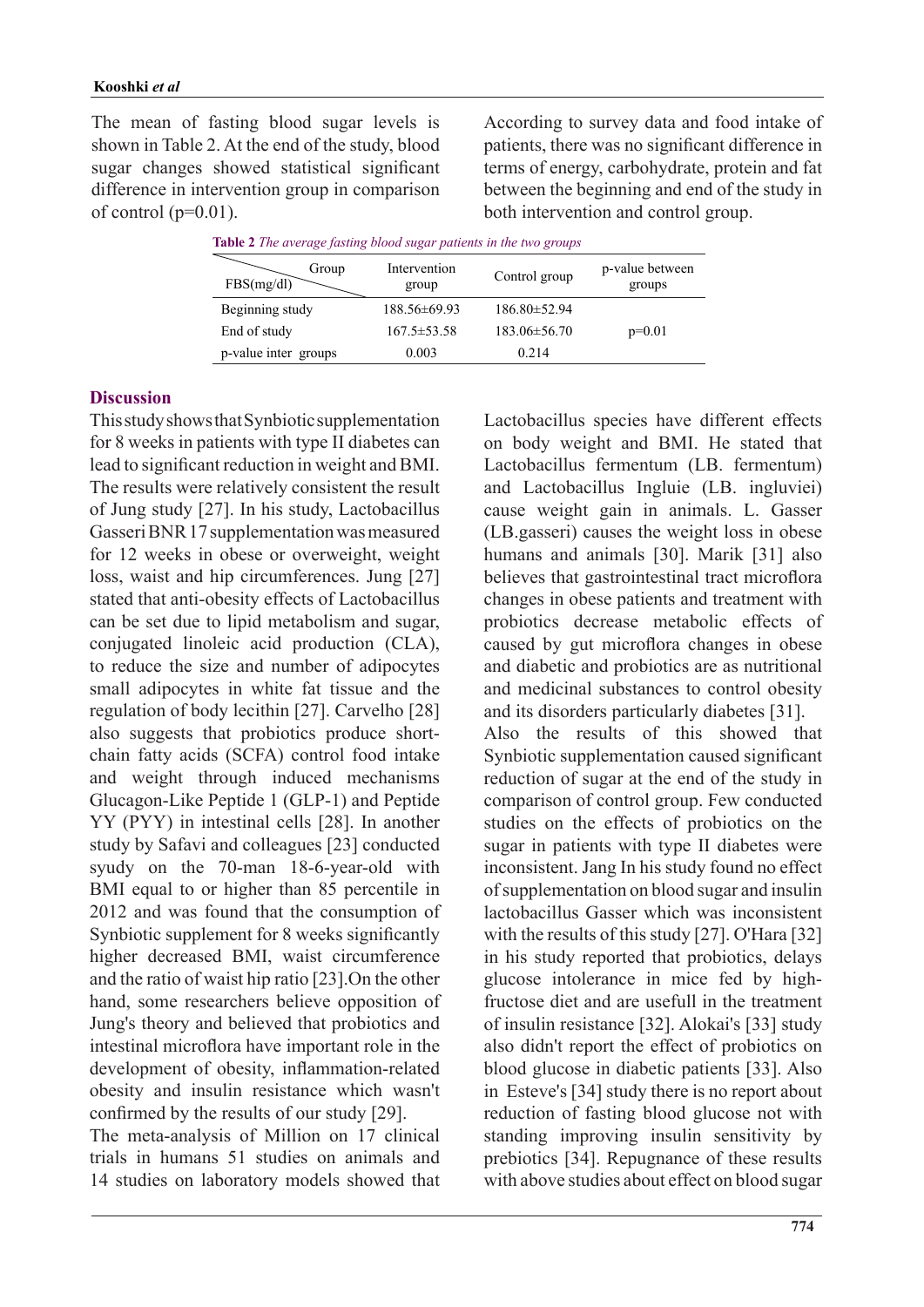The mean of fasting blood sugar levels is shown in Table 2. At the end of the study, blood sugar changes showed statistical significant difference in intervention group in comparison of control (p=0.01).

According to survey data and food intake of patients, there was no significant difference in terms of energy, carbohydrate, protein and fat between the beginning and end of the study in both intervention and control group.

**Table 2** *The average fasting blood sugar patients in the two groups*

| FBS(mg/dl) \ Group | Intervention group | Control group | p-value between groups |
|---|---|---|---|
| Beginning study | 188.56±69.93 | 186.80±52.94 | |
| End of study | 167.5±53.58 | 183.06±56.70 | p=0.01 |
| p-value inter groups | 0.003 | 0.214 | |

## Discussion

This study shows that Synbiotic supplementation for 8 weeks in patients with type II diabetes can lead to significant reduction in weight and BMI. The results were relatively consistent the result of Jung study [27]. In his study, Lactobacillus Gasseri BNR 17 supplementation was measured for 12 weeks in obese or overweight, weight loss, waist and hip circumferences. Jung [27] stated that anti-obesity effects of Lactobacillus can be set due to lipid metabolism and sugar, conjugated linoleic acid production (CLA), to reduce the size and number of adipocytes small adipocytes in white fat tissue and the regulation of body lecithin [27]. Carvelho [28] also suggests that probiotics produce short-chain fatty acids (SCFA) control food intake and weight through induced mechanisms Glucagon-Like Peptide 1 (GLP-1) and Peptide YY (PYY) in intestinal cells [28]. In another study by Safavi and colleagues [23] conducted syudy on the 70-man 18-6-year-old with BMI equal to or higher than 85 percentile in 2012 and was found that the consumption of Synbiotic supplement for 8 weeks significantly higher decreased BMI, waist circumference and the ratio of waist hip ratio [23].On the other hand, some researchers believe opposition of Jung's theory and believed that probiotics and intestinal microflora have important role in the development of obesity, inflammation-related obesity and insulin resistance which wasn't confirmed by the results of our study [29].

The meta-analysis of Million on 17 clinical trials in humans 51 studies on animals and 14 studies on laboratory models showed that Lactobacillus species have different effects on body weight and BMI. He stated that Lactobacillus fermentum (LB. fermentum) and Lactobacillus Ingluie (LB. ingluviei) cause weight gain in animals. L. Gasser (LB.gasseri) causes the weight loss in obese humans and animals [30]. Marik [31] also believes that gastrointestinal tract microflora changes in obese patients and treatment with probiotics decrease metabolic effects of caused by gut microflora changes in obese and diabetic and probiotics are as nutritional and medicinal substances to control obesity and its disorders particularly diabetes [31].

Also the results of this showed that Synbiotic supplementation caused significant reduction of sugar at the end of the study in comparison of control group. Few conducted studies on the effects of probiotics on the sugar in patients with type II diabetes were inconsistent. Jang In his study found no effect of supplementation on blood sugar and insulin lactobacillus Gasser which was inconsistent with the results of this study [27]. O'Hara [32] in his study reported that probiotics, delays glucose intolerance in mice fed by high-fructose diet and are usefull in the treatment of insulin resistance [32]. Alokai's [33] study also didn't report the effect of probiotics on blood glucose in diabetic patients [33]. Also in Esteve's [34] study there is no report about reduction of fasting blood glucose not with standing improving insulin sensitivity by prebiotics [34]. Repugnance of these results with above studies about effect on blood sugar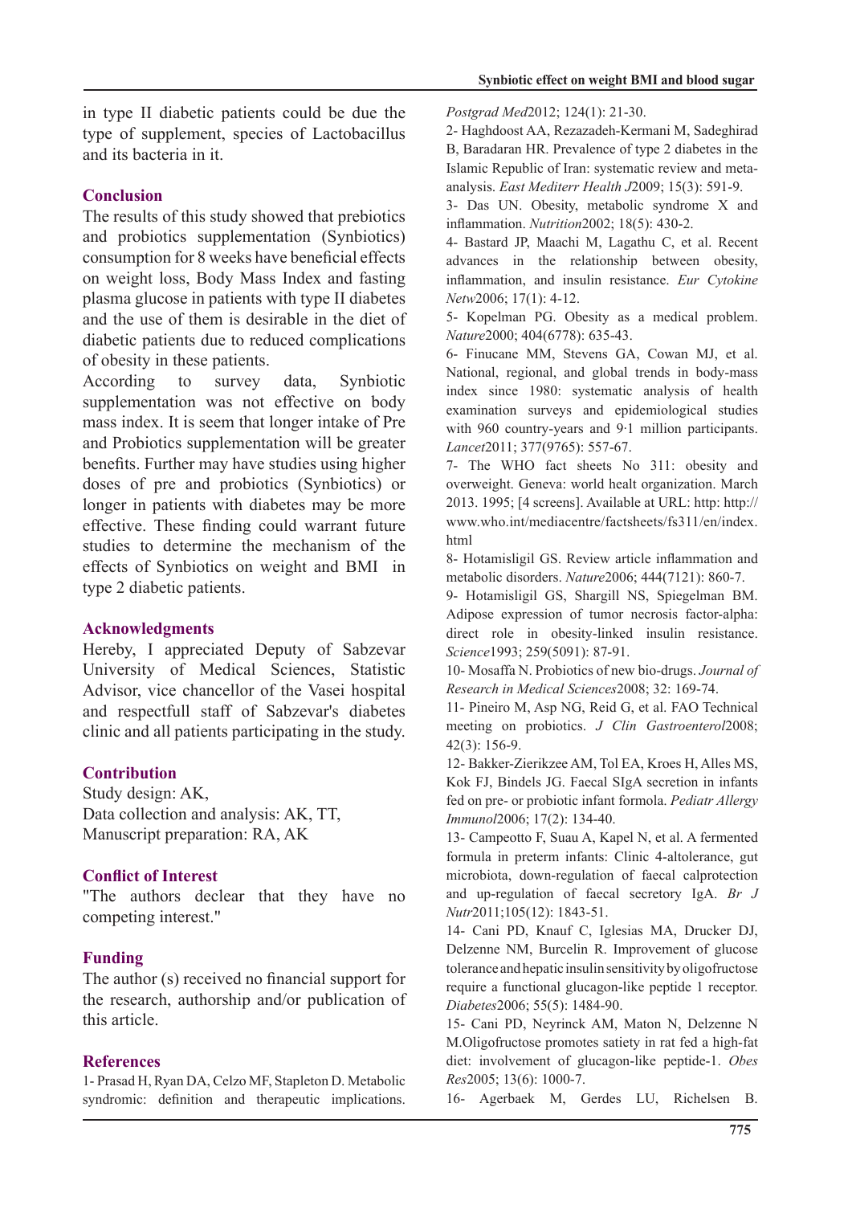in type II diabetic patients could be due the type of supplement, species of Lactobacillus and its bacteria in it.

## Conclusion

The results of this study showed that prebiotics and probiotics supplementation (Synbiotics) consumption for 8 weeks have beneficial effects on weight loss, Body Mass Index and fasting plasma glucose in patients with type II diabetes and the use of them is desirable in the diet of diabetic patients due to reduced complications of obesity in these patients.

According to survey data, Synbiotic supplementation was not effective on body mass index. It is seem that longer intake of Pre and Probiotics supplementation will be greater benefits. Further may have studies using higher doses of pre and probiotics (Synbiotics) or longer in patients with diabetes may be more effective. These finding could warrant future studies to determine the mechanism of the effects of Synbiotics on weight and BMI in type 2 diabetic patients.

## Acknowledgments

Hereby, I appreciated Deputy of Sabzevar University of Medical Sciences, Statistic Advisor, vice chancellor of the Vasei hospital and respectfull staff of Sabzevar's diabetes clinic and all patients participating in the study.

## Contribution

Study design: AK,
Data collection and analysis: AK, TT,
Manuscript preparation: RA, AK

## Conflict of Interest

"The authors declear that they have no competing interest."

## Funding

The author (s) received no financial support for the research, authorship and/or publication of this article.

## References

1- Prasad H, Ryan DA, Celzo MF, Stapleton D. Metabolic syndromic: definition and therapeutic implications. *Postgrad Med*2012; 124(1): 21-30.

2- Haghdoost AA, Rezazadeh-Kermani M, Sadeghirad B, Baradaran HR. Prevalence of type 2 diabetes in the Islamic Republic of Iran: systematic review and meta-analysis. *East Mediterr Health J*2009; 15(3): 591-9.

3- Das UN. Obesity, metabolic syndrome X and inflammation. *Nutrition*2002; 18(5): 430-2.

4- Bastard JP, Maachi M, Lagathu C, et al. Recent advances in the relationship between obesity, inflammation, and insulin resistance. *Eur Cytokine Netw*2006; 17(1): 4-12.

5- Kopelman PG. Obesity as a medical problem. *Nature*2000; 404(6778): 635-43.

6- Finucane MM, Stevens GA, Cowan MJ, et al. National, regional, and global trends in body-mass index since 1980: systematic analysis of health examination surveys and epidemiological studies with 960 country-years and 9·1 million participants. *Lancet*2011; 377(9765): 557-67.

7- The WHO fact sheets No 311: obesity and overweight. Geneva: world healt organization. March 2013. 1995; [4 screens]. Available at URL: http: http://www.who.int/mediacentre/factsheets/fs311/en/index.html

8- Hotamisligil GS. Review article inflammation and metabolic disorders. *Nature*2006; 444(7121): 860-7.

9- Hotamisligil GS, Shargill NS, Spiegelman BM. Adipose expression of tumor necrosis factor-alpha: direct role in obesity-linked insulin resistance. *Science*1993; 259(5091): 87-91.

10- Mosaffa N. Probiotics of new bio-drugs. *Journal of Research in Medical Sciences*2008; 32: 169-74.

11- Pineiro M, Asp NG, Reid G, et al. FAO Technical meeting on probiotics. *J Clin Gastroenterol*2008; 42(3): 156-9.

12- Bakker-Zierikzee AM, Tol EA, Kroes H, Alles MS, Kok FJ, Bindels JG. Faecal SIgA secretion in infants fed on pre- or probiotic infant formola. *Pediatr Allergy Immunol*2006; 17(2): 134-40.

13- Campeotto F, Suau A, Kapel N, et al. A fermented formula in preterm infants: Clinic 4-altolerance, gut microbiota, down-regulation of faecal calprotection and up-regulation of faecal secretory IgA. *Br J Nutr*2011;105(12): 1843-51.

14- Cani PD, Knauf C, Iglesias MA, Drucker DJ, Delzenne NM, Burcelin R. Improvement of glucose tolerance and hepatic insulin sensitivity by oligofructose require a functional glucagon-like peptide 1 receptor. *Diabetes*2006; 55(5): 1484-90.

15- Cani PD, Neyrinck AM, Maton N, Delzenne N M.Oligofructose promotes satiety in rat fed a high-fat diet: involvement of glucagon-like peptide-1. *Obes Res*2005; 13(6): 1000-7.

16- Agerbaek M, Gerdes LU, Richelsen B.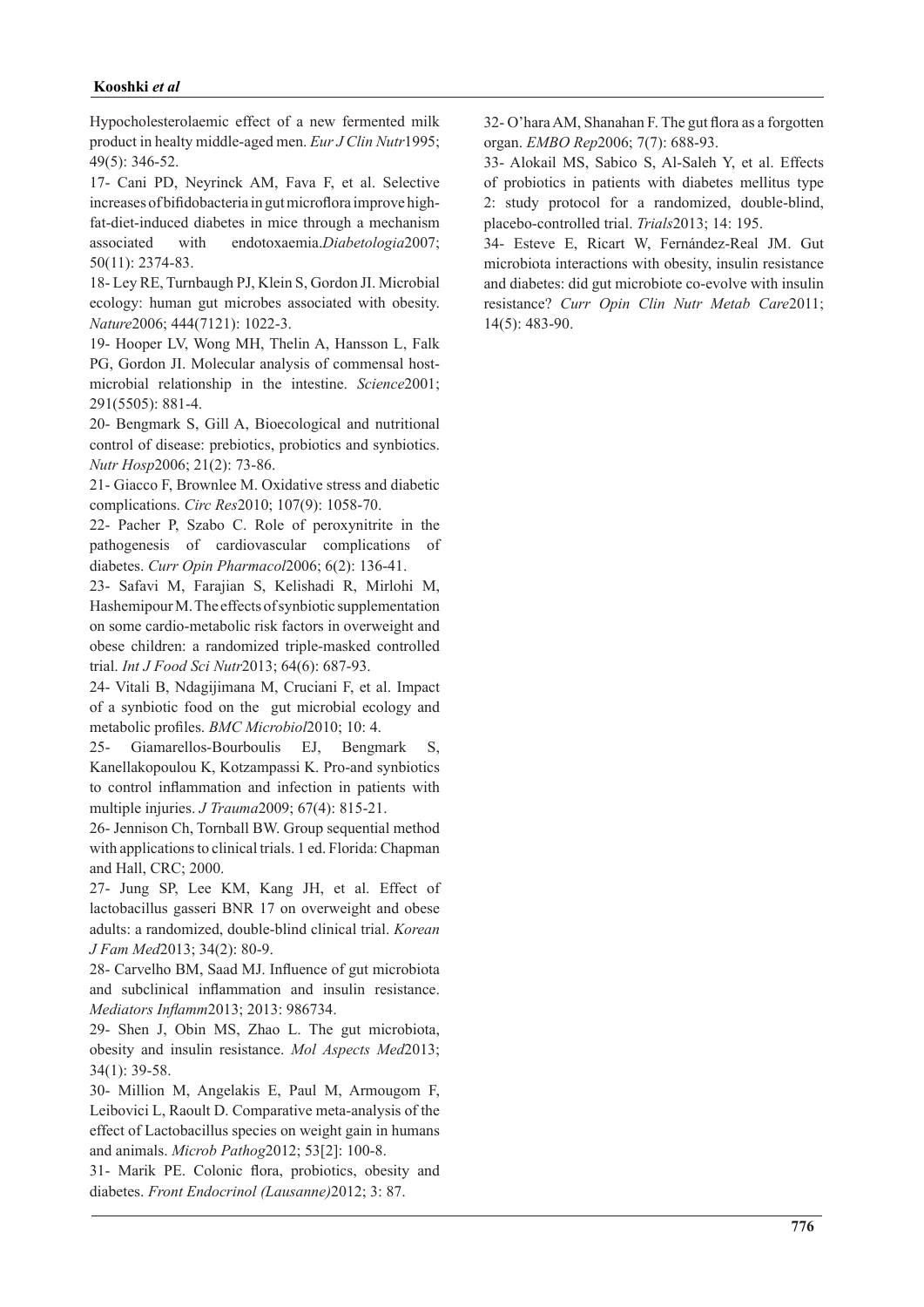Hypocholesterolaemic effect of a new fermented milk product in healty middle-aged men. *Eur J Clin Nutr*1995; 49(5): 346-52.

17- Cani PD, Neyrinck AM, Fava F, et al. Selective increases of bifidobacteria in gut microflora improve high-fat-diet-induced diabetes in mice through a mechanism associated with endotoxaemia.*Diabetologia*2007; 50(11): 2374-83.

18- Ley RE, Turnbaugh PJ, Klein S, Gordon JI. Microbial ecology: human gut microbes associated with obesity. *Nature*2006; 444(7121): 1022-3.

19- Hooper LV, Wong MH, Thelin A, Hansson L, Falk PG, Gordon JI. Molecular analysis of commensal host-microbial relationship in the intestine. *Science*2001; 291(5505): 881-4.

20- Bengmark S, Gill A, Bioecological and nutritional control of disease: prebiotics, probiotics and synbiotics. *Nutr Hosp*2006; 21(2): 73-86.

21- Giacco F, Brownlee M. Oxidative stress and diabetic complications. *Circ Res*2010; 107(9): 1058-70.

22- Pacher P, Szabo C. Role of peroxynitrite in the pathogenesis of cardiovascular complications of diabetes. *Curr Opin Pharmacol*2006; 6(2): 136-41.

23- Safavi M, Farajian S, Kelishadi R, Mirlohi M, Hashemipour M. The effects of synbiotic supplementation on some cardio-metabolic risk factors in overweight and obese children: a randomized triple-masked controlled trial. *Int J Food Sci Nutr*2013; 64(6): 687-93.

24- Vitali B, Ndagijimana M, Cruciani F, et al. Impact of a synbiotic food on the gut microbial ecology and metabolic profiles. *BMC Microbiol*2010; 10: 4.

25- Giamarellos-Bourboulis EJ, Bengmark S, Kanellakopoulou K, Kotzampassi K. Pro-and synbiotics to control inflammation and infection in patients with multiple injuries. *J Trauma*2009; 67(4): 815-21.

26- Jennison Ch, Tornball BW. Group sequential method with applications to clinical trials. 1 ed. Florida: Chapman and Hall, CRC; 2000.

27- Jung SP, Lee KM, Kang JH, et al. Effect of lactobacillus gasseri BNR 17 on overweight and obese adults: a randomized, double-blind clinical trial. *Korean J Fam Med*2013; 34(2): 80-9.

28- Carvelho BM, Saad MJ. Influence of gut microbiota and subclinical inflammation and insulin resistance. *Mediators Inflamm*2013; 2013: 986734.

29- Shen J, Obin MS, Zhao L. The gut microbiota, obesity and insulin resistance. *Mol Aspects Med*2013; 34(1): 39-58.

30- Million M, Angelakis E, Paul M, Armougom F, Leibovici L, Raoult D. Comparative meta-analysis of the effect of Lactobacillus species on weight gain in humans and animals. *Microb Pathog*2012; 53[2]: 100-8.

31- Marik PE. Colonic flora, probiotics, obesity and diabetes. *Front Endocrinol (Lausanne)*2012; 3: 87.

32- O'hara AM, Shanahan F. The gut flora as a forgotten organ. *EMBO Rep*2006; 7(7): 688-93.

33- Alokail MS, Sabico S, Al-Saleh Y, et al. Effects of probiotics in patients with diabetes mellitus type 2: study protocol for a randomized, double-blind, placebo-controlled trial. *Trials*2013; 14: 195.

34- Esteve E, Ricart W, Fernández-Real JM. Gut microbiota interactions with obesity, insulin resistance and diabetes: did gut microbiote co-evolve with insulin resistance? *Curr Opin Clin Nutr Metab Care*2011; 14(5): 483-90.